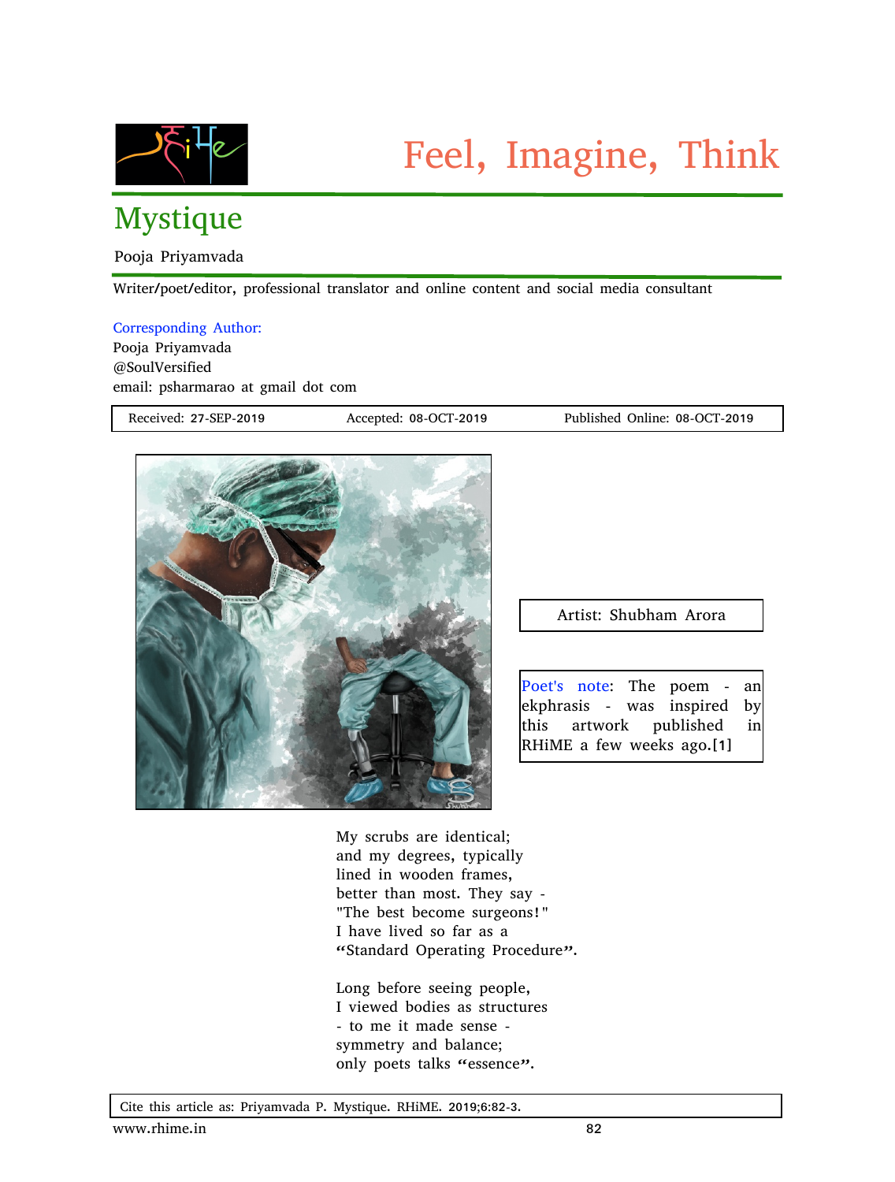Feel, Imagine, Think

# Mystique

Pooja Priyamvada

Writer/poet/editor, professional translator and online content and social media consultant

Corresponding Author:
Pooja Priyamvada
@SoulVersified
email: psharmarao at gmail dot com

Received: 27-SEP-2019 Accepted: 08-OCT-2019 Published Online: 08-OCT-2019

Artist: Shubham Arora

Poet's note: The poem - an ekphrasis - was inspired by this artwork published in RHiME a few weeks ago.[1]

My scrubs are identical;
and my degrees, typically
lined in wooden frames,
better than most. They say -
"The best become surgeons!"
I have lived so far as a
"Standard Operating Procedure".

Long before seeing people,
I viewed bodies as structures
- to me it made sense -
symmetry and balance;
only poets talks "essence".

Cite this article as: Priyamvada P. Mystique. RHiME. 2019;6:82-3.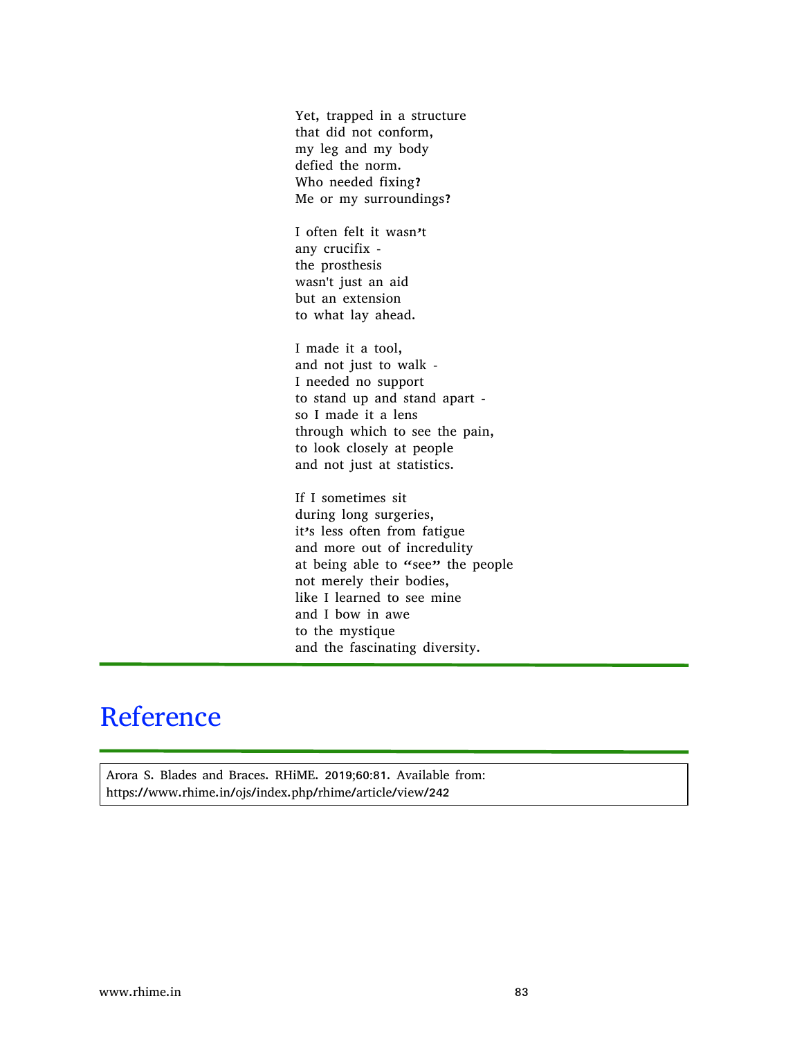Yet, trapped in a structure  
that did not conform,  
my leg and my body  
defied the norm.  
Who needed fixing?  
Me or my surroundings?

I often felt it wasn't  
any crucifix -  
the prosthesis  
wasn't just an aid  
but an extension  
to what lay ahead.

I made it a tool,  
and not just to walk -  
I needed no support  
to stand up and stand apart -  
so I made it a lens  
through which to see the pain,  
to look closely at people  
and not just at statistics.

If I sometimes sit  
during long surgeries,  
it's less often from fatigue  
and more out of incredulity  
at being able to "see" the people  
not merely their bodies,  
like I learned to see mine  
and I bow in awe  
to the mystique  
and the fascinating diversity.

# Reference

Arora S. Blades and Braces. RHiME. 2019;60:81. Available from: https://www.rhime.in/ojs/index.php/rhime/article/view/242